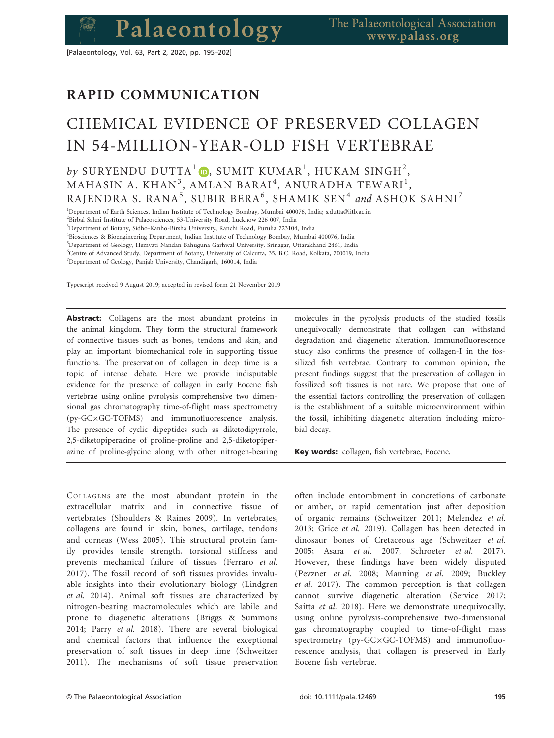## RAPID COMMUNICATION

# CHEMICAL EVIDENCE OF PRESERVED COLLAGEN IN 54-MILLION-YEAR-OLD FISH VERTEBRAE

*by* SURYENDU DUTTA[1], SUMIT KUMAR[1], HUKAM SINGH[2], MAHASIN A. KHAN[3], AMLAN BARAI[4], ANURADHA TEWARI[1], RAJENDRA S. RANA[5], SUBIR BERA[6], SHAMIK SEN[4] *and* ASHOK SAHNI[7]

[1]Department of Earth Sciences, Indian Institute of Technology Bombay, Mumbai 400076, India; s.dutta@iitb.ac.in

[2]Birbal Sahni Institute of Palaeosciences, 53-University Road, Lucknow 226 007, India

[3]Department of Botany, Sidho-Kanho-Birsha University, Ranchi Road, Purulia 723104, India

[4]Biosciences & Bioengineering Department, Indian Institute of Technology Bombay, Mumbai 400076, India

[5]Department of Geology, Hemvati Nandan Bahuguna Garhwal University, Srinagar, Uttarakhand 2461, India

[6]Centre of Advanced Study, Department of Botany, University of Calcutta, 35, B.C. Road, Kolkata, 700019, India

[7]Department of Geology, Panjab University, Chandigarh, 160014, India

Typescript received 9 August 2019; accepted in revised form 21 November 2019

**Abstract:** Collagens are the most abundant proteins in the animal kingdom. They form the structural framework of connective tissues such as bones, tendons and skin, and play an important biomechanical role in supporting tissue functions. The preservation of collagen in deep time is a topic of intense debate. Here we provide indisputable evidence for the presence of collagen in early Eocene fish vertebrae using online pyrolysis comprehensive two dimensional gas chromatography time-of-flight mass spectrometry (py-GC×GC-TOFMS) and immunofluorescence analysis. The presence of cyclic dipeptides such as diketodipyrrole, 2,5-diketopiperazine of proline-proline and 2,5-diketopiperazine of proline-glycine along with other nitrogen-bearing molecules in the pyrolysis products of the studied fossils unequivocally demonstrate that collagen can withstand degradation and diagenetic alteration. Immunofluorescence study also confirms the presence of collagen-I in the fossilized fish vertebrae. Contrary to common opinion, the present findings suggest that the preservation of collagen in fossilized soft tissues is not rare. We propose that one of the essential factors controlling the preservation of collagen is the establishment of a suitable microenvironment within the fossil, inhibiting diagenetic alteration including microbial decay.

**Key words:** collagen, fish vertebrae, Eocene.

COLLAGENS are the most abundant protein in the extracellular matrix and in connective tissue of vertebrates (Shoulders & Raines 2009). In vertebrates, collagens are found in skin, bones, cartilage, tendons and corneas (Wess 2005). This structural protein family provides tensile strength, torsional stiffness and prevents mechanical failure of tissues (Ferraro *et al.* 2017). The fossil record of soft tissues provides invaluable insights into their evolutionary biology (Lindgren *et al.* 2014). Animal soft tissues are characterized by nitrogen-bearing macromolecules which are labile and prone to diagenetic alterations (Briggs & Summons 2014; Parry *et al.* 2018). There are several biological and chemical factors that influence the exceptional preservation of soft tissues in deep time (Schweitzer 2011). The mechanisms of soft tissue preservation often include entombment in concretions of carbonate or amber, or rapid cementation just after deposition of organic remains (Schweitzer 2011; Melendez *et al.* 2013; Grice *et al.* 2019). Collagen has been detected in dinosaur bones of Cretaceous age (Schweitzer *et al.* 2005; Asara *et al.* 2007; Schroeter *et al.* 2017). However, these findings have been widely disputed (Pevzner *et al.* 2008; Manning *et al.* 2009; Buckley *et al.* 2017). The common perception is that collagen cannot survive diagenetic alteration (Service 2017; Saitta *et al.* 2018). Here we demonstrate unequivocally, using online pyrolysis-comprehensive two-dimensional gas chromatography coupled to time-of-flight mass spectrometry (py-GC×GC-TOFMS) and immunofluorescence analysis, that collagen is preserved in Early Eocene fish vertebrae.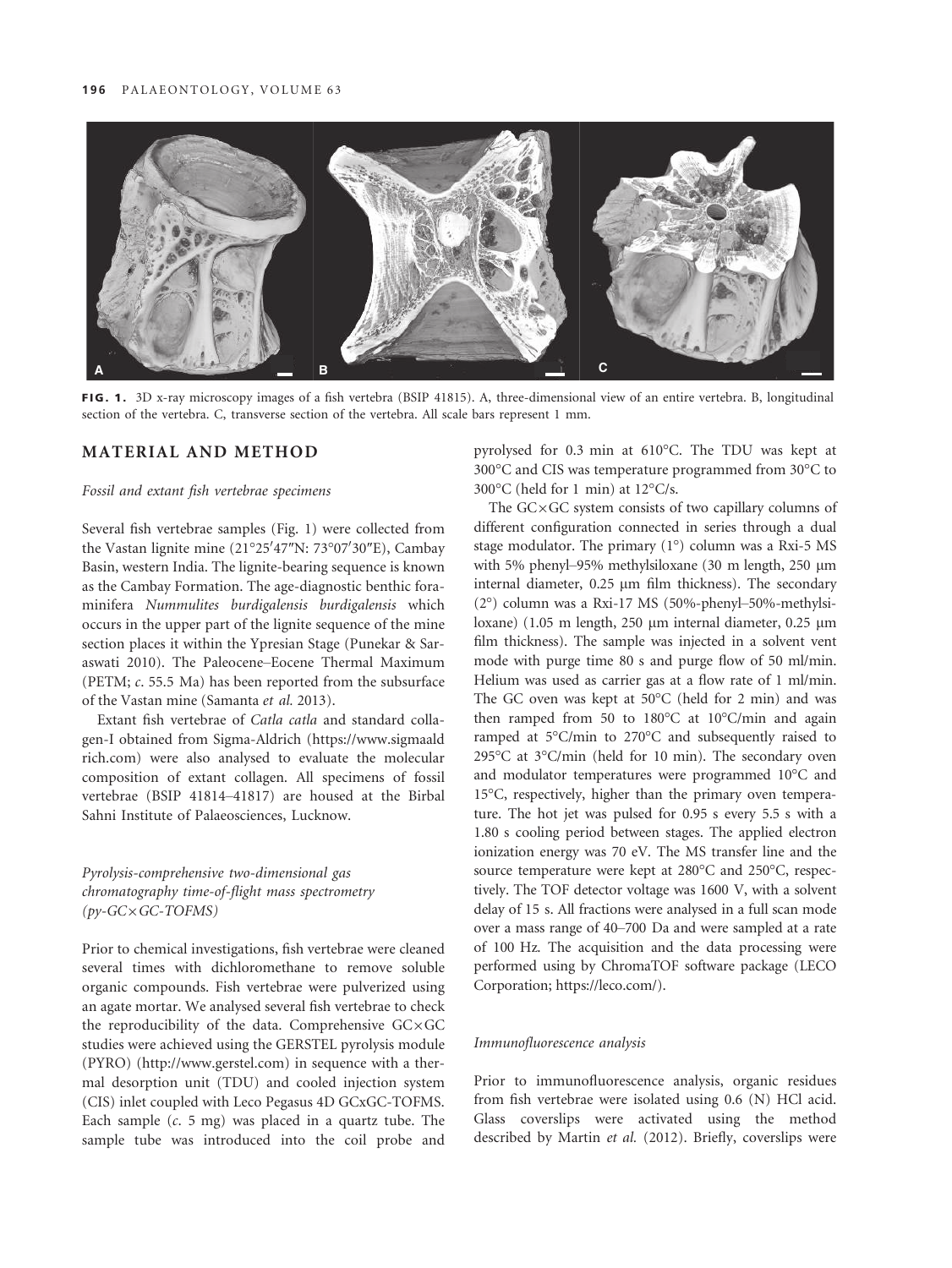FIG. 1. 3D x-ray microscopy images of a fish vertebra (BSIP 41815). A, three-dimensional view of an entire vertebra. B, longitudinal section of the vertebra. C, transverse section of the vertebra. All scale bars represent 1 mm.

## MATERIAL AND METHOD

### Fossil and extant fish vertebrae specimens

Several fish vertebrae samples (Fig. 1) were collected from the Vastan lignite mine (21°25′47″N: 73°07′30″E), Cambay Basin, western India. The lignite-bearing sequence is known as the Cambay Formation. The age-diagnostic benthic foraminifera *Nummulites burdigalensis burdigalensis* which occurs in the upper part of the lignite sequence of the mine section places it within the Ypresian Stage (Punekar & Saraswati 2010). The Paleocene–Eocene Thermal Maximum (PETM; *c.* 55.5 Ma) has been reported from the subsurface of the Vastan mine (Samanta *et al.* 2013).

Extant fish vertebrae of *Catla catla* and standard collagen-I obtained from Sigma-Aldrich (https://www.sigmaaldrich.com) were also analysed to evaluate the molecular composition of extant collagen. All specimens of fossil vertebrae (BSIP 41814–41817) are housed at the Birbal Sahni Institute of Palaeosciences, Lucknow.

### Pyrolysis-comprehensive two-dimensional gas chromatography time-of-flight mass spectrometry (py-GC×GC-TOFMS)

Prior to chemical investigations, fish vertebrae were cleaned several times with dichloromethane to remove soluble organic compounds. Fish vertebrae were pulverized using an agate mortar. We analysed several fish vertebrae to check the reproducibility of the data. Comprehensive GC×GC studies were achieved using the GERSTEL pyrolysis module (PYRO) (http://www.gerstel.com) in sequence with a thermal desorption unit (TDU) and cooled injection system (CIS) inlet coupled with Leco Pegasus 4D GCxGC-TOFMS. Each sample (*c.* 5 mg) was placed in a quartz tube. The sample tube was introduced into the coil probe and pyrolysed for 0.3 min at 610°C. The TDU was kept at 300°C and CIS was temperature programmed from 30°C to 300°C (held for 1 min) at 12°C/s.

The GC×GC system consists of two capillary columns of different configuration connected in series through a dual stage modulator. The primary (1°) column was a Rxi-5 MS with 5% phenyl–95% methylsiloxane (30 m length, 250 μm internal diameter, 0.25 μm film thickness). The secondary (2°) column was a Rxi-17 MS (50%-phenyl–50%-methylsiloxane) (1.05 m length, 250 μm internal diameter, 0.25 μm film thickness). The sample was injected in a solvent vent mode with purge time 80 s and purge flow of 50 ml/min. Helium was used as carrier gas at a flow rate of 1 ml/min. The GC oven was kept at 50°C (held for 2 min) and was then ramped from 50 to 180°C at 10°C/min and again ramped at 5°C/min to 270°C and subsequently raised to 295°C at 3°C/min (held for 10 min). The secondary oven and modulator temperatures were programmed 10°C and 15°C, respectively, higher than the primary oven temperature. The hot jet was pulsed for 0.95 s every 5.5 s with a 1.80 s cooling period between stages. The applied electron ionization energy was 70 eV. The MS transfer line and the source temperature were kept at 280°C and 250°C, respectively. The TOF detector voltage was 1600 V, with a solvent delay of 15 s. All fractions were analysed in a full scan mode over a mass range of 40–700 Da and were sampled at a rate of 100 Hz. The acquisition and the data processing were performed using by ChromaTOF software package (LECO Corporation; https://leco.com/).

### Immunofluorescence analysis

Prior to immunofluorescence analysis, organic residues from fish vertebrae were isolated using 0.6 (N) HCl acid. Glass coverslips were activated using the method described by Martin *et al.* (2012). Briefly, coverslips were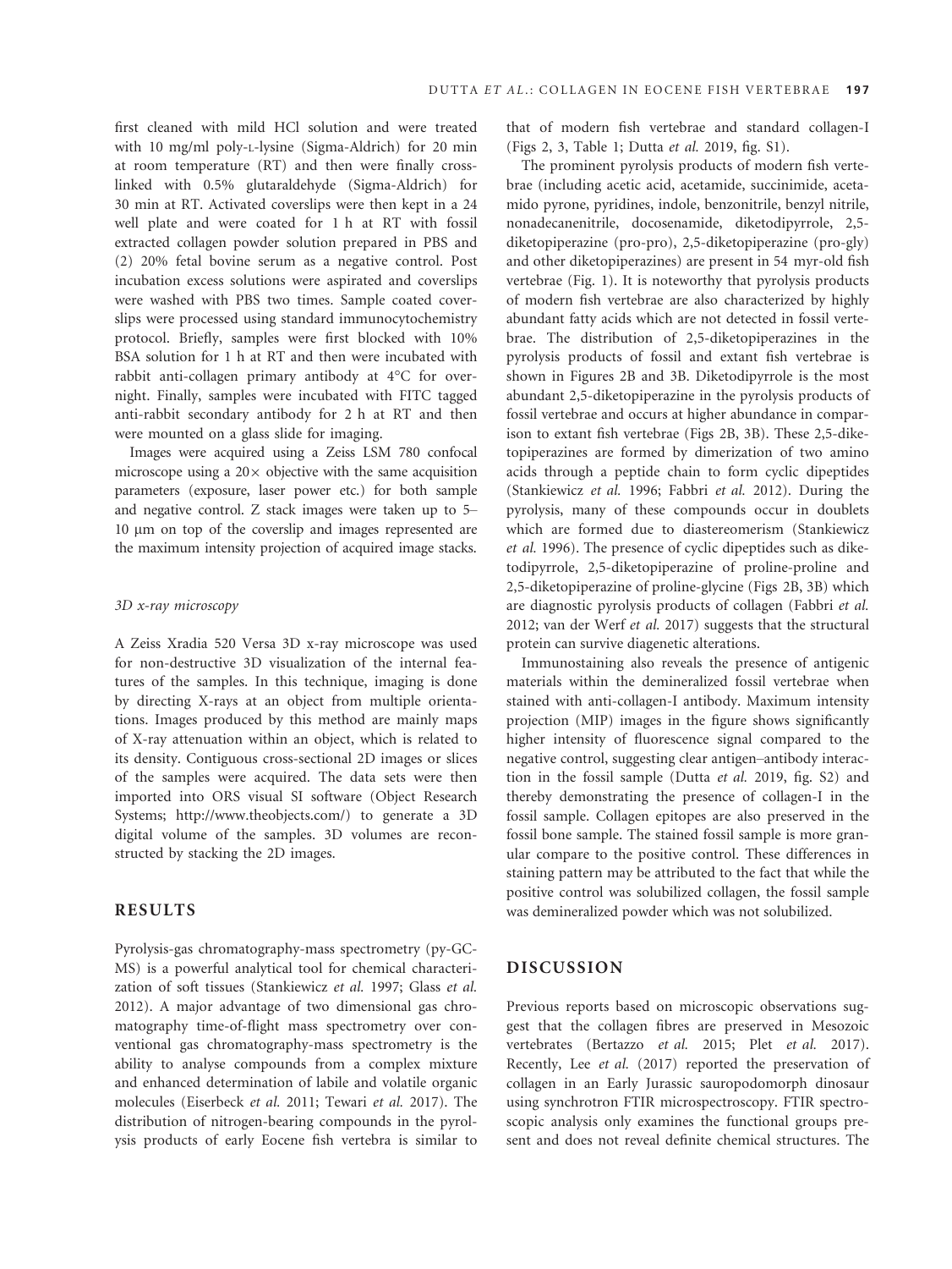first cleaned with mild HCl solution and were treated with 10 mg/ml poly-L-lysine (Sigma-Aldrich) for 20 min at room temperature (RT) and then were finally cross-linked with 0.5% glutaraldehyde (Sigma-Aldrich) for 30 min at RT. Activated coverslips were then kept in a 24 well plate and were coated for 1 h at RT with fossil extracted collagen powder solution prepared in PBS and (2) 20% fetal bovine serum as a negative control. Post incubation excess solutions were aspirated and coverslips were washed with PBS two times. Sample coated coverslips were processed using standard immunocytochemistry protocol. Briefly, samples were first blocked with 10% BSA solution for 1 h at RT and then were incubated with rabbit anti-collagen primary antibody at 4°C for overnight. Finally, samples were incubated with FITC tagged anti-rabbit secondary antibody for 2 h at RT and then were mounted on a glass slide for imaging.

Images were acquired using a Zeiss LSM 780 confocal microscope using a 20× objective with the same acquisition parameters (exposure, laser power etc.) for both sample and negative control. Z stack images were taken up to 5–10 μm on top of the coverslip and images represented are the maximum intensity projection of acquired image stacks.

### *3D x-ray microscopy*

A Zeiss Xradia 520 Versa 3D x-ray microscope was used for non-destructive 3D visualization of the internal features of the samples. In this technique, imaging is done by directing X-rays at an object from multiple orientations. Images produced by this method are mainly maps of X-ray attenuation within an object, which is related to its density. Contiguous cross-sectional 2D images or slices of the samples were acquired. The data sets were then imported into ORS visual SI software (Object Research Systems; http://www.theobjects.com/) to generate a 3D digital volume of the samples. 3D volumes are reconstructed by stacking the 2D images.

## RESULTS

Pyrolysis-gas chromatography-mass spectrometry (py-GC-MS) is a powerful analytical tool for chemical characterization of soft tissues (Stankiewicz *et al.* 1997; Glass *et al.* 2012). A major advantage of two dimensional gas chromatography time-of-flight mass spectrometry over conventional gas chromatography-mass spectrometry is the ability to analyse compounds from a complex mixture and enhanced determination of labile and volatile organic molecules (Eiserbeck *et al.* 2011; Tewari *et al.* 2017). The distribution of nitrogen-bearing compounds in the pyrolysis products of early Eocene fish vertebra is similar to that of modern fish vertebrae and standard collagen-I (Figs 2, 3, Table 1; Dutta *et al.* 2019, fig. S1).

The prominent pyrolysis products of modern fish vertebrae (including acetic acid, acetamide, succinimide, acetamido pyrone, pyridines, indole, benzonitrile, benzyl nitrile, nonadecanenitrile, docosenamide, diketodipyrrole, 2,5-diketopiperazine (pro-pro), 2,5-diketopiperazine (pro-gly) and other diketopiperazines) are present in 54 myr-old fish vertebrae (Fig. 1). It is noteworthy that pyrolysis products of modern fish vertebrae are also characterized by highly abundant fatty acids which are not detected in fossil vertebrae. The distribution of 2,5-diketopiperazines in the pyrolysis products of fossil and extant fish vertebrae is shown in Figures 2B and 3B. Diketodipyrrole is the most abundant 2,5-diketopiperazine in the pyrolysis products of fossil vertebrae and occurs at higher abundance in comparison to extant fish vertebrae (Figs 2B, 3B). These 2,5-diketopiperazines are formed by dimerization of two amino acids through a peptide chain to form cyclic dipeptides (Stankiewicz *et al.* 1996; Fabbri *et al.* 2012). During the pyrolysis, many of these compounds occur in doublets which are formed due to diastereomerism (Stankiewicz *et al.* 1996). The presence of cyclic dipeptides such as diketodipyrrole, 2,5-diketopiperazine of proline-proline and 2,5-diketopiperazine of proline-glycine (Figs 2B, 3B) which are diagnostic pyrolysis products of collagen (Fabbri *et al.* 2012; van der Werf *et al.* 2017) suggests that the structural protein can survive diagenetic alterations.

Immunostaining also reveals the presence of antigenic materials within the demineralized fossil vertebrae when stained with anti-collagen-I antibody. Maximum intensity projection (MIP) images in the figure shows significantly higher intensity of fluorescence signal compared to the negative control, suggesting clear antigen–antibody interaction in the fossil sample (Dutta *et al.* 2019, fig. S2) and thereby demonstrating the presence of collagen-I in the fossil sample. Collagen epitopes are also preserved in the fossil bone sample. The stained fossil sample is more granular compare to the positive control. These differences in staining pattern may be attributed to the fact that while the positive control was solubilized collagen, the fossil sample was demineralized powder which was not solubilized.

## DISCUSSION

Previous reports based on microscopic observations suggest that the collagen fibres are preserved in Mesozoic vertebrates (Bertazzo *et al.* 2015; Plet *et al.* 2017). Recently, Lee *et al.* (2017) reported the preservation of collagen in an Early Jurassic sauropodomorph dinosaur using synchrotron FTIR microspectroscopy. FTIR spectroscopic analysis only examines the functional groups present and does not reveal definite chemical structures. The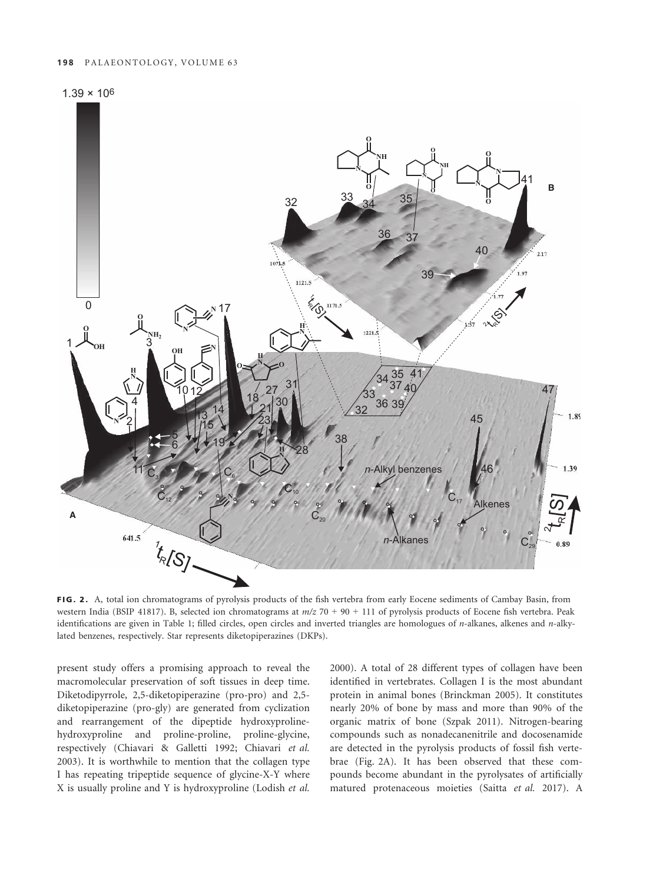**FIG. 2.** A, total ion chromatograms of pyrolysis products of the fish vertebra from early Eocene sediments of Cambay Basin, from western India (BSIP 41817). B, selected ion chromatograms at $m/z$ 70 + 90 + 111 of pyrolysis products of Eocene fish vertebra. Peak identifications are given in Table 1; filled circles, open circles and inverted triangles are homologues of *n*-alkanes, alkenes and *n*-alkylated benzenes, respectively. Star represents diketopiperazines (DKPs).

present study offers a promising approach to reveal the macromolecular preservation of soft tissues in deep time. Diketodipyrrole, 2,5-diketopiperazine (pro-pro) and 2,5-diketopiperazine (pro-gly) are generated from cyclization and rearrangement of the dipeptide hydroxyproline-hydroxyproline and proline-proline, proline-glycine, respectively (Chiavari & Galletti 1992; Chiavari *et al.* 2003). It is worthwhile to mention that the collagen type I has repeating tripeptide sequence of glycine-X-Y where X is usually proline and Y is hydroxyproline (Lodish *et al.* 2000). A total of 28 different types of collagen have been identified in vertebrates. Collagen I is the most abundant protein in animal bones (Brinckman 2005). It constitutes nearly 20% of bone by mass and more than 90% of the organic matrix of bone (Szpak 2011). Nitrogen-bearing compounds such as nonadecanenitrile and docosenamide are detected in the pyrolysis products of fossil fish vertebrae (Fig. 2A). It has been observed that these compounds become abundant in the pyrolysates of artificially matured protenaceous moieties (Saitta *et al.* 2017). A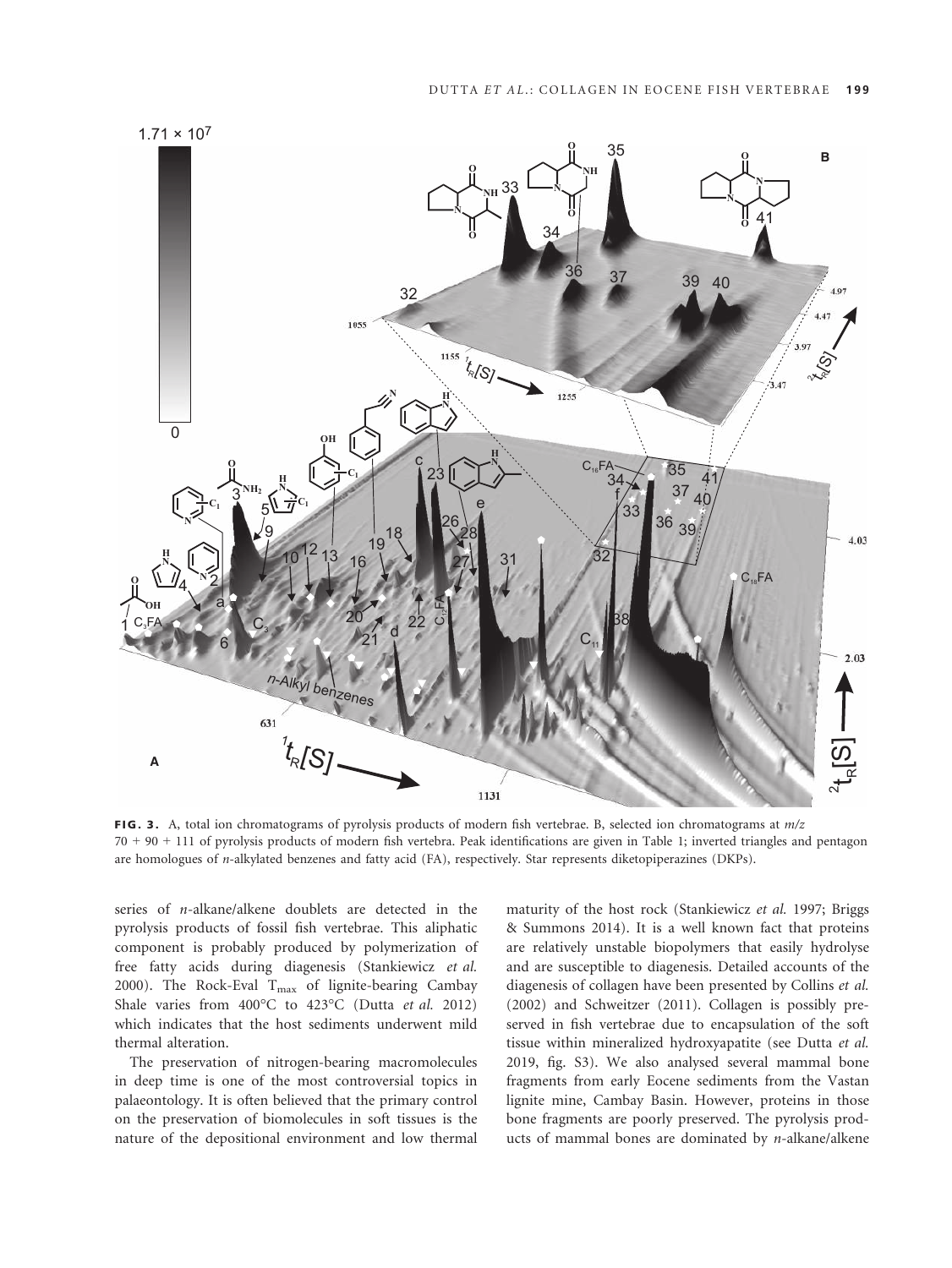**FIG. 3.** A, total ion chromatograms of pyrolysis products of modern fish vertebrae. B, selected ion chromatograms at *m/z* 70 + 90 + 111 of pyrolysis products of modern fish vertebra. Peak identifications are given in Table 1; inverted triangles and pentagon are homologues of *n*-alkylated benzenes and fatty acid (FA), respectively. Star represents diketopiperazines (DKPs).

series of *n*-alkane/alkene doublets are detected in the pyrolysis products of fossil fish vertebrae. This aliphatic component is probably produced by polymerization of free fatty acids during diagenesis (Stankiewicz *et al.* 2000). The Rock-Eval $T_{max}$ of lignite-bearing Cambay Shale varies from 400°C to 423°C (Dutta *et al.* 2012) which indicates that the host sediments underwent mild thermal alteration.

The preservation of nitrogen-bearing macromolecules in deep time is one of the most controversial topics in palaeontology. It is often believed that the primary control on the preservation of biomolecules in soft tissues is the nature of the depositional environment and low thermal maturity of the host rock (Stankiewicz *et al.* 1997; Briggs & Summons 2014). It is a well known fact that proteins are relatively unstable biopolymers that easily hydrolyse and are susceptible to diagenesis. Detailed accounts of the diagenesis of collagen have been presented by Collins *et al.* (2002) and Schweitzer (2011). Collagen is possibly preserved in fish vertebrae due to encapsulation of the soft tissue within mineralized hydroxyapatite (see Dutta *et al.* 2019, fig. S3). We also analysed several mammal bone fragments from early Eocene sediments from the Vastan lignite mine, Cambay Basin. However, proteins in those bone fragments are poorly preserved. The pyrolysis products of mammal bones are dominated by *n*-alkane/alkene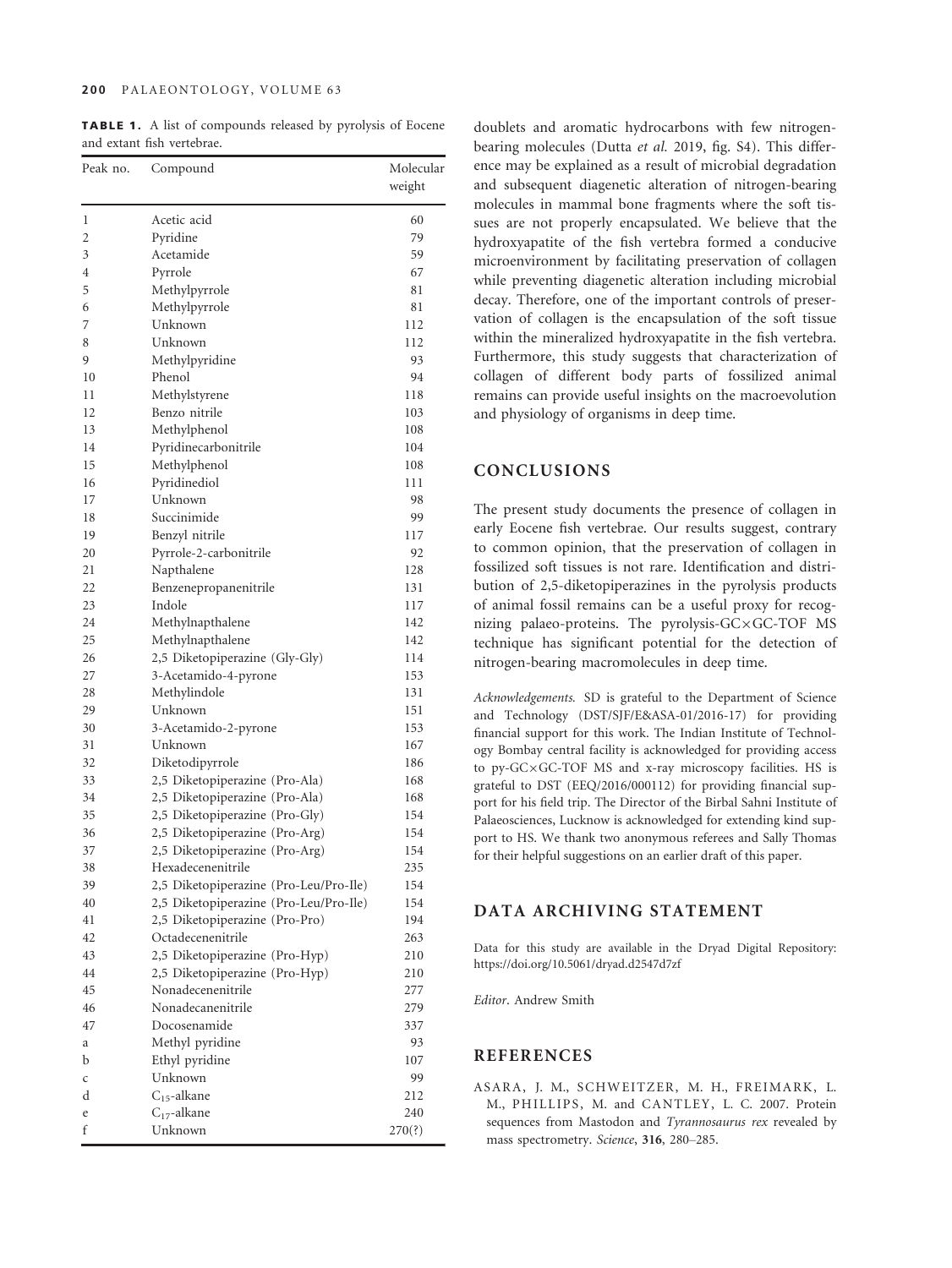**TABLE 1.** A list of compounds released by pyrolysis of Eocene and extant fish vertebrae.

| Peak no. | Compound | Molecular weight |
|---|---|---|
| | Acetic acid | 60 |
| 1 | Pyridine | 79 |
| 2 | Acetamide | 59 |
| 3 | Pyrrole | 67 |
| 4 | Methylpyrrole | 81 |
| 5 | Methylpyrrole | 81 |
| 6 | Unknown | 112 |
| 7 | Unknown | 112 |
| 8 | Methylpyridine | 93 |
| 9 | Phenol | 94 |
| 10 | Methylstyrene | 118 |
| 11 | Benzo nitrile | 103 |
| 12 | Methylphenol | 108 |
| 13 | Pyridinecarbonitrile | 104 |
| 14 | Methylphenol | 108 |
| 15 | Pyridinediol | 111 |
| 16 | Unknown | 98 |
| 17 | Succinimide | 99 |
| 18 | Benzyl nitrile | 117 |
| 19 | Pyrrole-2-carbonitrile | 92 |
| 20 | Napthalene | 128 |
| 21 | Benzenepropanenitrile | 131 |
| 22 | Indole | 117 |
| 23 | Methylnapthalene | 142 |
| 24 | Methylnapthalene | 142 |
| 25 | 2,5 Diketopiperazine (Gly-Gly) | 114 |
| 26 | 3-Acetamido-4-pyrone | 153 |
| 27 | Methylindole | 131 |
| 28 | Unknown | 151 |
| 29 | 3-Acetamido-2-pyrone | 153 |
| 30 | Unknown | 167 |
| 31 | Diketodipyrrole | 186 |
| 32 | 2,5 Diketopiperazine (Pro-Ala) | 168 |
| 33 | 2,5 Diketopiperazine (Pro-Ala) | 168 |
| 34 | 2,5 Diketopiperazine (Pro-Gly) | 154 |
| 35 | 2,5 Diketopiperazine (Pro-Arg) | 154 |
| 36 | 2,5 Diketopiperazine (Pro-Arg) | 154 |
| 37 | Hexadecenenitrile | 235 |
| 38 | 2,5 Diketopiperazine (Pro-Leu/Pro-Ile) | 154 |
| 39 | 2,5 Diketopiperazine (Pro-Leu/Pro-Ile) | 154 |
| 40 | 2,5 Diketopiperazine (Pro-Pro) | 194 |
| 41 | Octadecenenitrile | 263 |
| 42 | 2,5 Diketopiperazine (Pro-Hyp) | 210 |
| 43 | 2,5 Diketopiperazine (Pro-Hyp) | 210 |
| 44 | Nonadecenenitrile | 277 |
| 45 | Nonadecanenitrile | 279 |
| 46 | Docosenamide | 337 |
| 47 | Methyl pyridine | 93 |
| a | Ethyl pyridine | 107 |
| b | Unknown | 99 |
| c | $C_{15}$-alkane | 212 |
| d | $C_{17}$-alkane | 240 |
| e | Unknown | 270(?) |
| f | | |

doublets and aromatic hydrocarbons with few nitrogen-bearing molecules (Dutta *et al.* 2019, fig. S4). This difference may be explained as a result of microbial degradation and subsequent diagenetic alteration of nitrogen-bearing molecules in mammal bone fragments where the soft tissues are not properly encapsulated. We believe that the hydroxyapatite of the fish vertebra formed a conducive microenvironment by facilitating preservation of collagen while preventing diagenetic alteration including microbial decay. Therefore, one of the important controls of preservation of collagen is the encapsulation of the soft tissue within the mineralized hydroxyapatite in the fish vertebra. Furthermore, this study suggests that characterization of collagen of different body parts of fossilized animal remains can provide useful insights on the macroevolution and physiology of organisms in deep time.

## CONCLUSIONS

The present study documents the presence of collagen in early Eocene fish vertebrae. Our results suggest, contrary to common opinion, that the preservation of collagen in fossilized soft tissues is not rare. Identification and distribution of 2,5-diketopiperazines in the pyrolysis products of animal fossil remains can be a useful proxy for recognizing palaeo-proteins. The pyrolysis-GC×GC-TOF MS technique has significant potential for the detection of nitrogen-bearing macromolecules in deep time.

*Acknowledgements.* SD is grateful to the Department of Science and Technology (DST/SJF/E&ASA-01/2016-17) for providing financial support for this work. The Indian Institute of Technology Bombay central facility is acknowledged for providing access to py-GC×GC-TOF MS and x-ray microscopy facilities. HS is grateful to DST (EEQ/2016/000112) for providing financial support for his field trip. The Director of the Birbal Sahni Institute of Palaeosciences, Lucknow is acknowledged for extending kind support to HS. We thank two anonymous referees and Sally Thomas for their helpful suggestions on an earlier draft of this paper.

## DATA ARCHIVING STATEMENT

Data for this study are available in the Dryad Digital Repository: https://doi.org/10.5061/dryad.d2547d7zf

*Editor*. Andrew Smith

## REFERENCES

ASARA, J. M., SCHWEITZER, M. H., FREIMARK, L. M., PHILLIPS, M. and CANTLEY, L. C. 2007. Protein sequences from Mastodon and *Tyrannosaurus rex* revealed by mass spectrometry. *Science*, **316**, 280–285.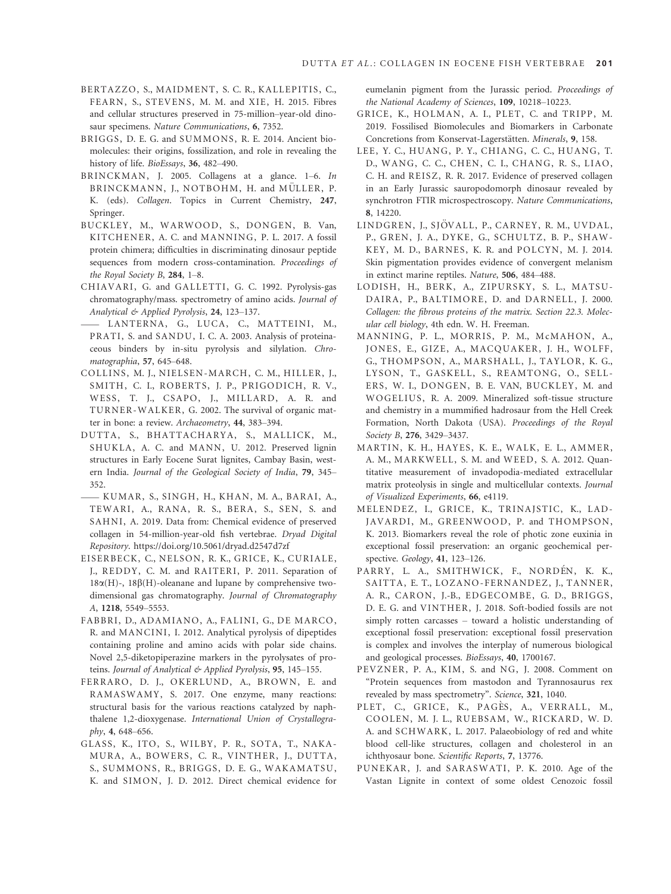BERTAZZO, S., MAIDMENT, S. C. R., KALLEPITIS, C., FEARN, S., STEVENS, M. M. and XIE, H. 2015. Fibres and cellular structures preserved in 75-million–year-old dinosaur specimens. *Nature Communications*, **6**, 7352.

BRIGGS, D. E. G. and SUMMONS, R. E. 2014. Ancient biomolecules: their origins, fossilization, and role in revealing the history of life. *BioEssays*, **36**, 482–490.

BRINCKMAN, J. 2005. Collagens at a glance. 1–6. *In* BRINCKMANN, J., NOTBOHM, H. and MÜLLER, P. K. (eds). *Collagen*. Topics in Current Chemistry, **247**, Springer.

BUCKLEY, M., WARWOOD, S., DONGEN, B. Van, KITCHENER, A. C. and MANNING, P. L. 2017. A fossil protein chimera; difficulties in discriminating dinosaur peptide sequences from modern cross-contamination. *Proceedings of the Royal Society B*, **284**, 1–8.

CHIAVARI, G. and GALLETTI, G. C. 1992. Pyrolysis-gas chromatography/mass. spectrometry of amino acids. *Journal of Analytical & Applied Pyrolysis*, **24**, 123–137.

—— LANTERNA, G., LUCA, C., MATTEINI, M., PRATI, S. and SANDU, I. C. A. 2003. Analysis of proteinaceous binders by in-situ pyrolysis and silylation. *Chromatographia*, **57**, 645–648.

COLLINS, M. J., NIELSEN-MARCH, C. M., HILLER, J., SMITH, C. I., ROBERTS, J. P., PRIGODICH, R. V., WESS, T. J., CSAPO, J., MILLARD, A. R. and TURNER-WALKER, G. 2002. The survival of organic matter in bone: a review. *Archaeometry*, **44**, 383–394.

DUTTA, S., BHATTACHARYA, S., MALLICK, M., SHUKLA, A. C. and MANN, U. 2012. Preserved lignin structures in Early Eocene Surat lignites, Cambay Basin, western India. *Journal of the Geological Society of India*, **79**, 345–352.

—— KUMAR, S., SINGH, H., KHAN, M. A., BARAI, A., TEWARI, A., RANA, R. S., BERA, S., SEN, S. and SAHNI, A. 2019. Data from: Chemical evidence of preserved collagen in 54-million-year-old fish vertebrae. *Dryad Digital Repository*. https://doi.org/10.5061/dryad.d2547d7zf

EISERBECK, C., NELSON, R. K., GRICE, K., CURIALE, J., REDDY, C. M. and RAITERI, P. 2011. Separation of 18α(H)-, 18β(H)-oleanane and lupane by comprehensive two-dimensional gas chromatography. *Journal of Chromatography A*, **1218**, 5549–5553.

FABBRI, D., ADAMIANO, A., FALINI, G., DE MARCO, R. and MANCINI, I. 2012. Analytical pyrolysis of dipeptides containing proline and amino acids with polar side chains. Novel 2,5-diketopiperazine markers in the pyrolysates of proteins. *Journal of Analytical & Applied Pyrolysis*, **95**, 145–155.

FERRARO, D. J., OKERLUND, A., BROWN, E. and RAMASWAMY, S. 2017. One enzyme, many reactions: structural basis for the various reactions catalyzed by naphthalene 1,2-dioxygenase. *International Union of Crystallography*, **4**, 648–656.

GLASS, K., ITO, S., WILBY, P. R., SOTA, T., NAKAMURA, A., BOWERS, C. R., VINTHER, J., DUTTA, S., SUMMONS, R., BRIGGS, D. E. G., WAKAMATSU, K. and SIMON, J. D. 2012. Direct chemical evidence for eumelanin pigment from the Jurassic period. *Proceedings of the National Academy of Sciences*, **109**, 10218–10223.

GRICE, K., HOLMAN, A. I., PLET, C. and TRIPP, M. 2019. Fossilised Biomolecules and Biomarkers in Carbonate Concretions from Konservat-Lagerstätten. *Minerals*, **9**, 158.

LEE, Y. C., HUANG, P. Y., CHIANG, C. C., HUANG, T. D., WANG, C. C., CHEN, C. I., CHANG, R. S., LIAO, C. H. and REISZ, R. R. 2017. Evidence of preserved collagen in an Early Jurassic sauropodomorph dinosaur revealed by synchrotron FTIR microspectroscopy. *Nature Communications*, **8**, 14220.

LINDGREN, J., SJÖVALL, P., CARNEY, R. M., UVDAL, P., GREN, J. A., DYKE, G., SCHULTZ, B. P., SHAWKEY, M. D., BARNES, K. R. and POLCYN, M. J. 2014. Skin pigmentation provides evidence of convergent melanism in extinct marine reptiles. *Nature*, **506**, 484–488.

LODISH, H., BERK, A., ZIPURSKY, S. L., MATSUDAIRA, P., BALTIMORE, D. and DARNELL, J. 2000. *Collagen: the fibrous proteins of the matrix. Section 22.3. Molecular cell biology*, 4th edn. W. H. Freeman.

MANNING, P. L., MORRIS, P. M., McMAHON, A., JONES, E., GIZE, A., MACQUAKER, J. H., WOLFF, G., THOMPSON, A., MARSHALL, J., TAYLOR, K. G., LYSON, T., GASKELL, S., REAMTONG, O., SELLERS, W. I., DONGEN, B. E. VAN, BUCKLEY, M. and WOGELIUS, R. A. 2009. Mineralized soft-tissue structure and chemistry in a mummified hadrosaur from the Hell Creek Formation, North Dakota (USA). *Proceedings of the Royal Society B*, **276**, 3429–3437.

MARTIN, K. H., HAYES, K. E., WALK, E. L., AMMER, A. M., MARKWELL, S. M. and WEED, S. A. 2012. Quantitative measurement of invadopodia-mediated extracellular matrix proteolysis in single and multicellular contexts. *Journal of Visualized Experiments*, **66**, e4119.

MELENDEZ, I., GRICE, K., TRINAJSTIC, K., LADJAVARDI, M., GREENWOOD, P. and THOMPSON, K. 2013. Biomarkers reveal the role of photic zone euxinia in exceptional fossil preservation: an organic geochemical perspective. *Geology*, **41**, 123–126.

PARRY, L. A., SMITHWICK, F., NORDÉN, K. K., SAITTA, E. T., LOZANO-FERNANDEZ, J., TANNER, A. R., CARON, J.-B., EDGECOMBE, G. D., BRIGGS, D. E. G. and VINTHER, J. 2018. Soft-bodied fossils are not simply rotten carcasses – toward a holistic understanding of exceptional fossil preservation: exceptional fossil preservation is complex and involves the interplay of numerous biological and geological processes. *BioEssays*, **40**, 1700167.

PEVZNER, P. A., KIM, S. and NG, J. 2008. Comment on "Protein sequences from mastodon and Tyrannosaurus rex revealed by mass spectrometry". *Science*, **321**, 1040.

PLET, C., GRICE, K., PAGÈS, A., VERRALL, M., COOLEN, M. J. L., RUEBSAM, W., RICKARD, W. D. A. and SCHWARK, L. 2017. Palaeobiology of red and white blood cell-like structures, collagen and cholesterol in an ichthyosaur bone. *Scientific Reports*, **7**, 13776.

PUNEKAR, J. and SARASWATI, P. K. 2010. Age of the Vastan Lignite in context of some oldest Cenozoic fossil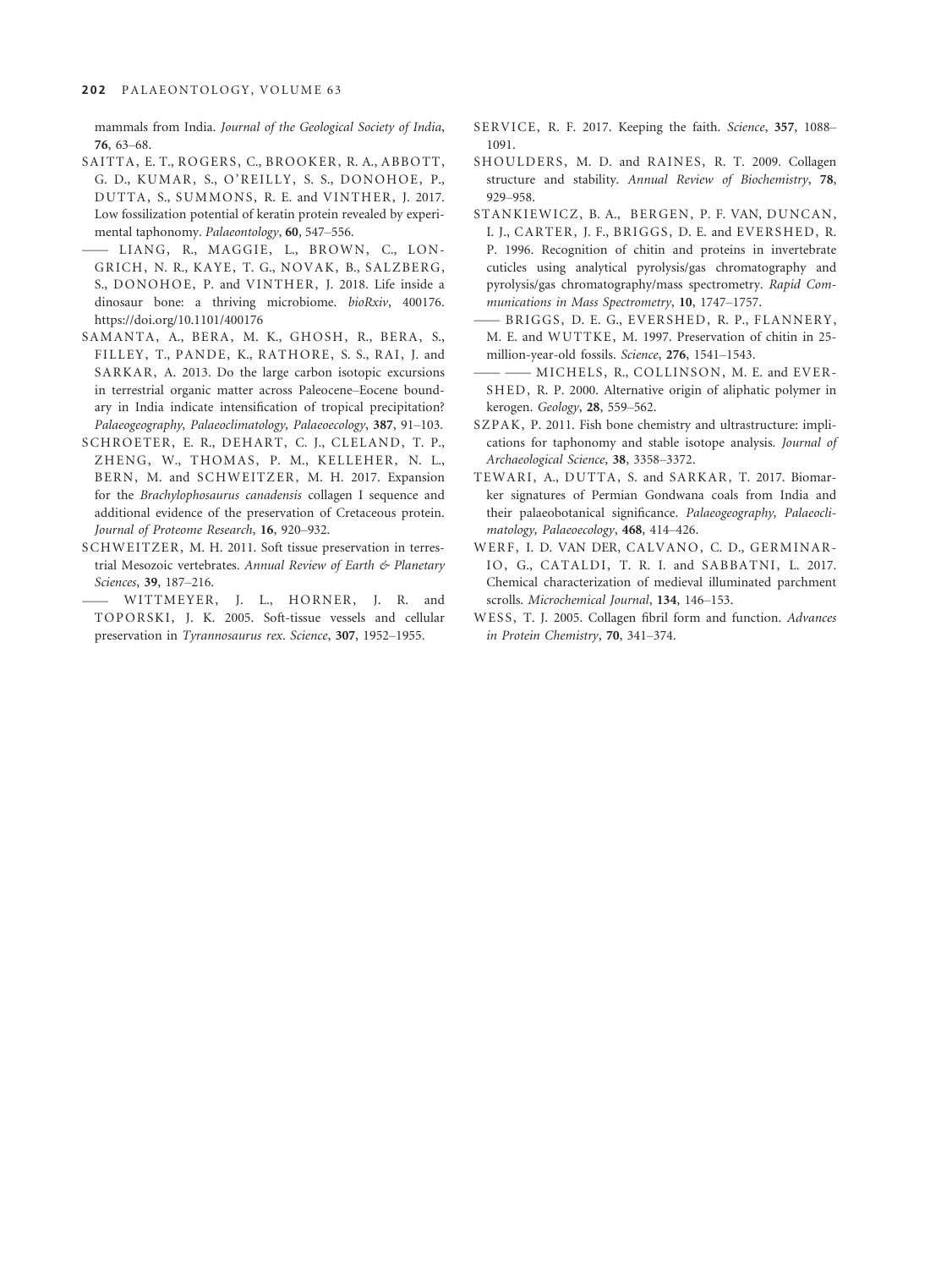mammals from India. *Journal of the Geological Society of India*, **76**, 63–68.

SAITTA, E. T., ROGERS, C., BROOKER, R. A., ABBOTT, G. D., KUMAR, S., O'REILLY, S. S., DONOHOE, P., DUTTA, S., SUMMONS, R. E. and VINTHER, J. 2017. Low fossilization potential of keratin protein revealed by experimental taphonomy. *Palaeontology*, **60**, 547–556.

—— LIANG, R., MAGGIE, L., BROWN, C., LONGRICH, N. R., KAYE, T. G., NOVAK, B., SALZBERG, S., DONOHOE, P. and VINTHER, J. 2018. Life inside a dinosaur bone: a thriving microbiome. *bioRxiv*, 400176. https://doi.org/10.1101/400176

SAMANTA, A., BERA, M. K., GHOSH, R., BERA, S., FILLEY, T., PANDE, K., RATHORE, S. S., RAI, J. and SARKAR, A. 2013. Do the large carbon isotopic excursions in terrestrial organic matter across Paleocene–Eocene boundary in India indicate intensification of tropical precipitation? *Palaeogeography, Palaeoclimatology, Palaeoecology*, **387**, 91–103.

SCHROETER, E. R., DEHART, C. J., CLELAND, T. P., ZHENG, W., THOMAS, P. M., KELLEHER, N. L., BERN, M. and SCHWEITZER, M. H. 2017. Expansion for the *Brachylophosaurus canadensis* collagen I sequence and additional evidence of the preservation of Cretaceous protein. *Journal of Proteome Research*, **16**, 920–932.

SCHWEITZER, M. H. 2011. Soft tissue preservation in terrestrial Mesozoic vertebrates. *Annual Review of Earth & Planetary Sciences*, **39**, 187–216.

—— WITTMEYER, J. L., HORNER, J. R. and TOPORSKI, J. K. 2005. Soft-tissue vessels and cellular preservation in *Tyrannosaurus rex*. *Science*, **307**, 1952–1955.

SERVICE, R. F. 2017. Keeping the faith. *Science*, **357**, 1088–1091.

SHOULDERS, M. D. and RAINES, R. T. 2009. Collagen structure and stability. *Annual Review of Biochemistry*, **78**, 929–958.

STANKIEWICZ, B. A., BERGEN, P. F. VAN, DUNCAN, I. J., CARTER, J. F., BRIGGS, D. E. and EVERSHED, R. P. 1996. Recognition of chitin and proteins in invertebrate cuticles using analytical pyrolysis/gas chromatography and pyrolysis/gas chromatography/mass spectrometry. *Rapid Communications in Mass Spectrometry*, **10**, 1747–1757.

—— BRIGGS, D. E. G., EVERSHED, R. P., FLANNERY, M. E. and WUTTKE, M. 1997. Preservation of chitin in 25-million-year-old fossils. *Science*, **276**, 1541–1543.

—— —— MICHELS, R., COLLINSON, M. E. and EVERSHED, R. P. 2000. Alternative origin of aliphatic polymer in kerogen. *Geology*, **28**, 559–562.

SZPAK, P. 2011. Fish bone chemistry and ultrastructure: implications for taphonomy and stable isotope analysis. *Journal of Archaeological Science*, **38**, 3358–3372.

TEWARI, A., DUTTA, S. and SARKAR, T. 2017. Biomarker signatures of Permian Gondwana coals from India and their palaeobotanical significance. *Palaeogeography, Palaeoclimatology, Palaeoecology*, **468**, 414–426.

WERF, I. D. VAN DER, CALVANO, C. D., GERMINARIO, G., CATALDI, T. R. I. and SABBATNI, L. 2017. Chemical characterization of medieval illuminated parchment scrolls. *Microchemical Journal*, **134**, 146–153.

WESS, T. J. 2005. Collagen fibril form and function. *Advances in Protein Chemistry*, **70**, 341–374.